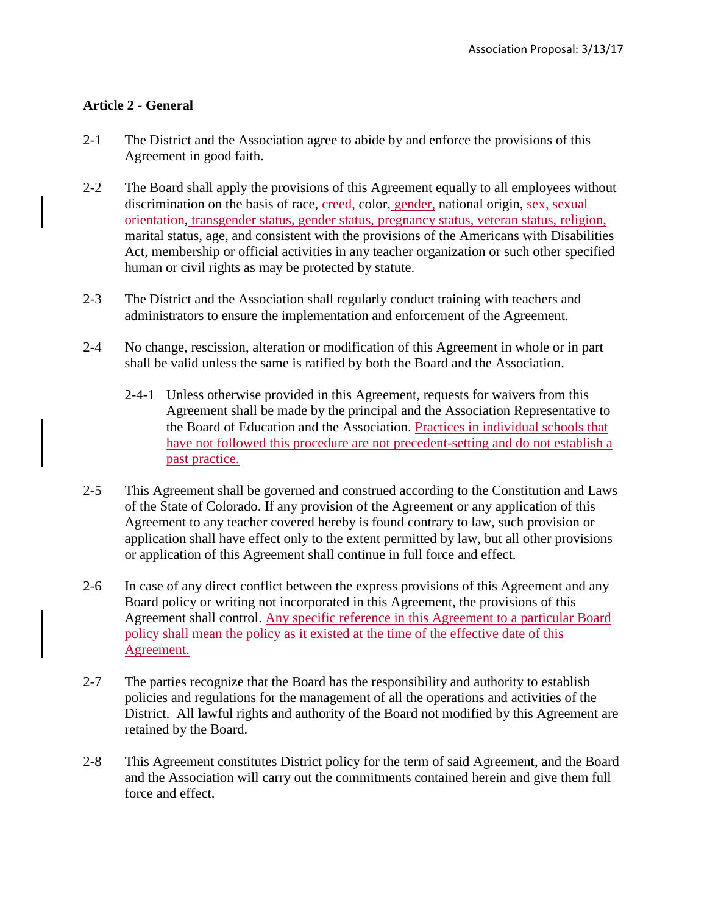**Article 2 - General**

2-1 The District and the Association agree to abide by and enforce the provisions of this Agreement in good faith.

2-2 The Board shall apply the provisions of this Agreement equally to all employees without discrimination on the basis of race, ~~creed,~~ color, gender, national origin, ~~sex, sexual orientation~~, transgender status, gender status, pregnancy status, veteran status, religion, marital status, age, and consistent with the provisions of the Americans with Disabilities Act, membership or official activities in any teacher organization or such other specified human or civil rights as may be protected by statute.

2-3 The District and the Association shall regularly conduct training with teachers and administrators to ensure the implementation and enforcement of the Agreement.

2-4 No change, rescission, alteration or modification of this Agreement in whole or in part shall be valid unless the same is ratified by both the Board and the Association.

  2-4-1 Unless otherwise provided in this Agreement, requests for waivers from this Agreement shall be made by the principal and the Association Representative to the Board of Education and the Association. Practices in individual schools that have not followed this procedure are not precedent-setting and do not establish a past practice.

2-5 This Agreement shall be governed and construed according to the Constitution and Laws of the State of Colorado. If any provision of the Agreement or any application of this Agreement to any teacher covered hereby is found contrary to law, such provision or application shall have effect only to the extent permitted by law, but all other provisions or application of this Agreement shall continue in full force and effect.

2-6 In case of any direct conflict between the express provisions of this Agreement and any Board policy or writing not incorporated in this Agreement, the provisions of this Agreement shall control. Any specific reference in this Agreement to a particular Board policy shall mean the policy as it existed at the time of the effective date of this Agreement.

2-7 The parties recognize that the Board has the responsibility and authority to establish policies and regulations for the management of all the operations and activities of the District. All lawful rights and authority of the Board not modified by this Agreement are retained by the Board.

2-8 This Agreement constitutes District policy for the term of said Agreement, and the Board and the Association will carry out the commitments contained herein and give them full force and effect.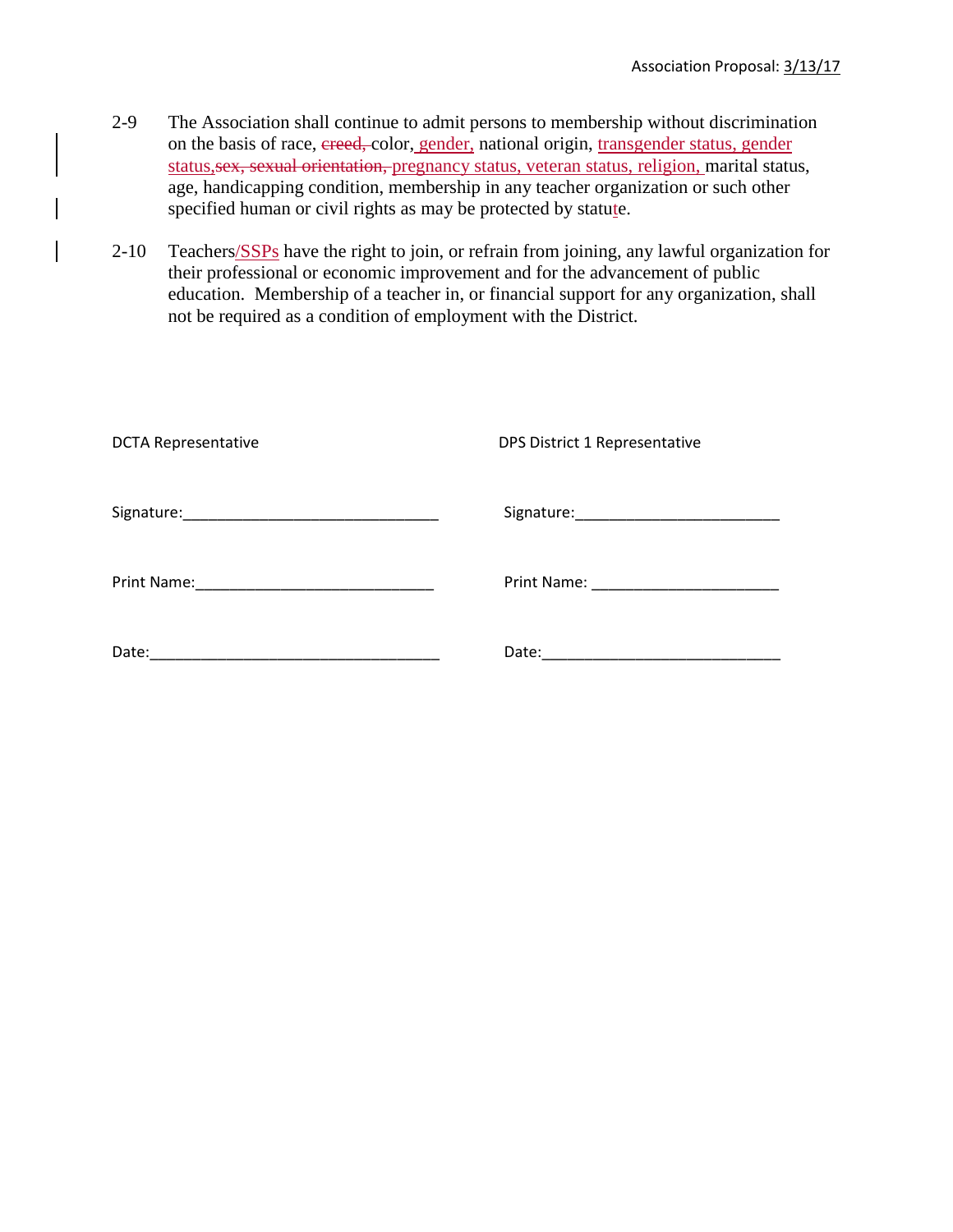2-9 The Association shall continue to admit persons to membership without discrimination on the basis of race, ~~creed,~~ color, <u>gender,</u> national origin, <u>transgender status, gender status,</u>~~sex, sexual orientation,~~ <u>pregnancy status, veteran status, religion,</u> marital status, age, handicapping condition, membership in any teacher organization or such other specified human or civil rights as may be protected by statu<u>t</u>e.

2-10 Teachers<u>/SSPs</u> have the right to join, or refrain from joining, any lawful organization for their professional or economic improvement and for the advancement of public education. Membership of a teacher in, or financial support for any organization, shall not be required as a condition of employment with the District.

| DCTA Representative | DPS District 1 Representative |
|---|---|
| Signature:______________________________ | Signature:________________________ |
| Print Name:____________________________ | Print Name: ______________________ |
| Date:__________________________________ | Date:____________________________ |